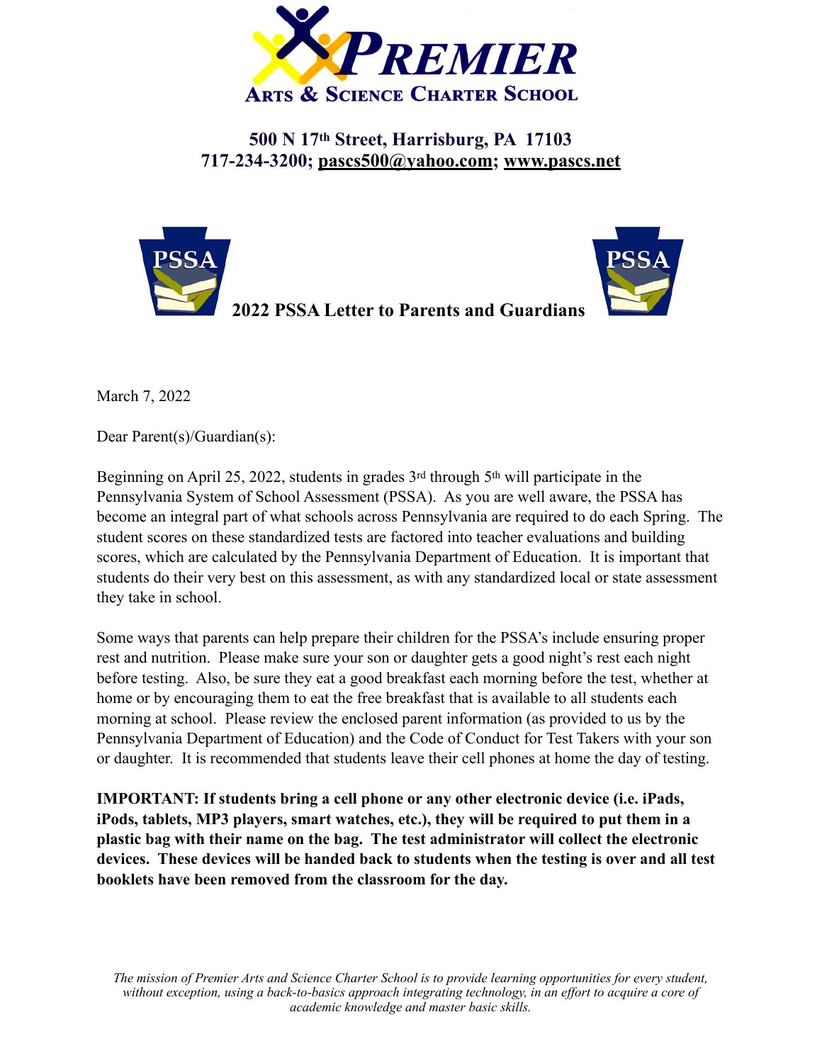# PREMIER

## Arts & Science Charter School

**500 N 17th Street, Harrisburg, PA 17103**
**717-234-3200; pascs500@yahoo.com; www.pascs.net**

## 2022 PSSA Letter to Parents and Guardians

March 7, 2022

Dear Parent(s)/Guardian(s):

Beginning on April 25, 2022, students in grades 3rd through 5th will participate in the Pennsylvania System of School Assessment (PSSA). As you are well aware, the PSSA has become an integral part of what schools across Pennsylvania are required to do each Spring. The student scores on these standardized tests are factored into teacher evaluations and building scores, which are calculated by the Pennsylvania Department of Education. It is important that students do their very best on this assessment, as with any standardized local or state assessment they take in school.

Some ways that parents can help prepare their children for the PSSA's include ensuring proper rest and nutrition. Please make sure your son or daughter gets a good night's rest each night before testing. Also, be sure they eat a good breakfast each morning before the test, whether at home or by encouraging them to eat the free breakfast that is available to all students each morning at school. Please review the enclosed parent information (as provided to us by the Pennsylvania Department of Education) and the Code of Conduct for Test Takers with your son or daughter. It is recommended that students leave their cell phones at home the day of testing.

**IMPORTANT: If students bring a cell phone or any other electronic device (i.e. iPads, iPods, tablets, MP3 players, smart watches, etc.), they will be required to put them in a plastic bag with their name on the bag. The test administrator will collect the electronic devices. These devices will be handed back to students when the testing is over and all test booklets have been removed from the classroom for the day.**

*The mission of Premier Arts and Science Charter School is to provide learning opportunities for every student, without exception, using a back-to-basics approach integrating technology, in an effort to acquire a core of academic knowledge and master basic skills.*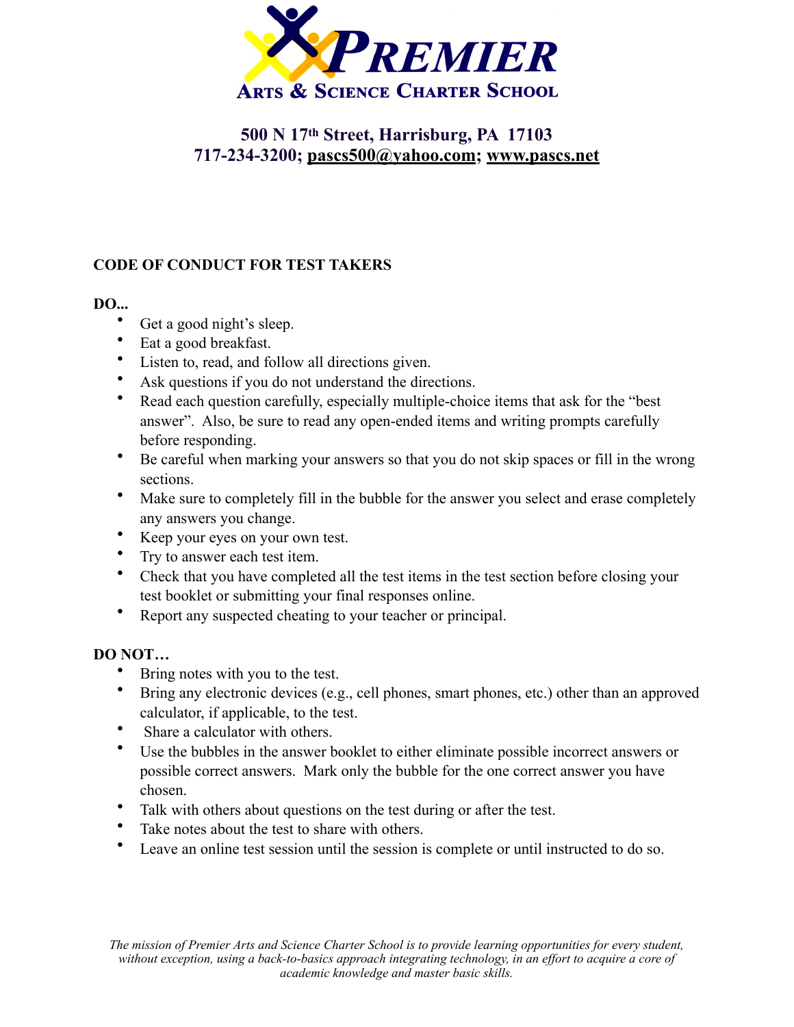**PREMIER**
**ARTS & SCIENCE CHARTER SCHOOL**

**500 N 17th Street, Harrisburg, PA 17103**
**717-234-3200; pascs500@yahoo.com; www.pascs.net**

## CODE OF CONDUCT FOR TEST TAKERS

**DO...**

- Get a good night's sleep.
- Eat a good breakfast.
- Listen to, read, and follow all directions given.
- Ask questions if you do not understand the directions.
- Read each question carefully, especially multiple-choice items that ask for the "best answer". Also, be sure to read any open-ended items and writing prompts carefully before responding.
- Be careful when marking your answers so that you do not skip spaces or fill in the wrong sections.
- Make sure to completely fill in the bubble for the answer you select and erase completely any answers you change.
- Keep your eyes on your own test.
- Try to answer each test item.
- Check that you have completed all the test items in the test section before closing your test booklet or submitting your final responses online.
- Report any suspected cheating to your teacher or principal.

**DO NOT…**

- Bring notes with you to the test.
- Bring any electronic devices (e.g., cell phones, smart phones, etc.) other than an approved calculator, if applicable, to the test.
- Share a calculator with others.
- Use the bubbles in the answer booklet to either eliminate possible incorrect answers or possible correct answers. Mark only the bubble for the one correct answer you have chosen.
- Talk with others about questions on the test during or after the test.
- Take notes about the test to share with others.
- Leave an online test session until the session is complete or until instructed to do so.

*The mission of Premier Arts and Science Charter School is to provide learning opportunities for every student, without exception, using a back-to-basics approach integrating technology, in an effort to acquire a core of academic knowledge and master basic skills.*